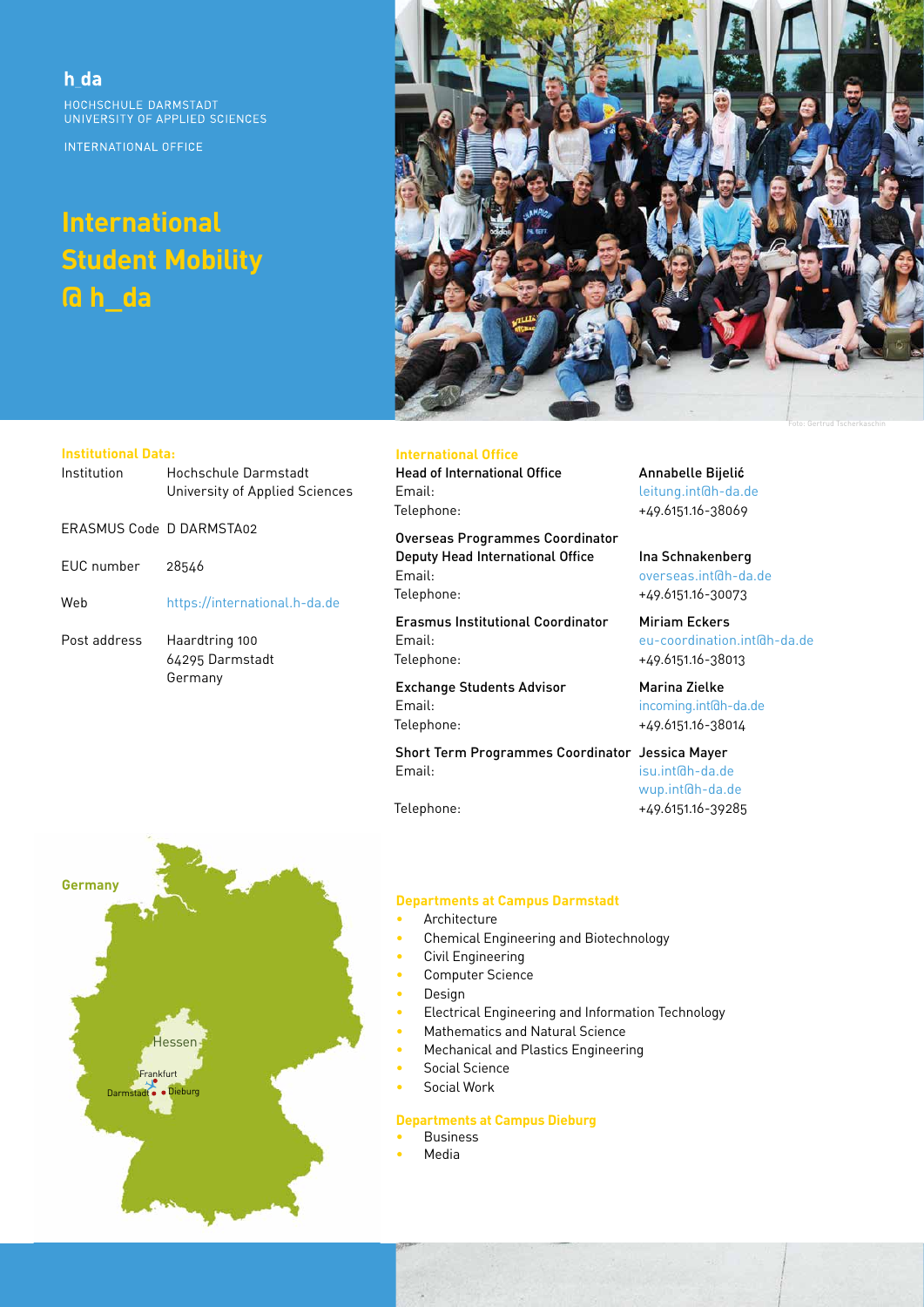**h_da**

HOCHSCHULE DARMSTADT
UNIVERSITY OF APPLIED SCIENCES

INTERNATIONAL OFFICE

# International Student Mobility @ h_da

Foto: Gertrud Tscherkaschin

## Institutional Data:

| | |
|---|---|
| Institution | Hochschule Darmstadt University of Applied Sciences |
| ERASMUS Code | D DARMSTA02 |
| EUC number | 28546 |
| Web | https://international.h-da.de |
| Post address | Haardtring 100<br>64295 Darmstadt<br>Germany |

## International Office

**Head of International Office** — Annabelle Bijelić
Email: leitung.int@h-da.de
Telephone: +49.6151.16-38069

**Overseas Programmes Coordinator**
**Deputy Head International Office** — Ina Schnakenberg
Email: overseas.int@h-da.de
Telephone: +49.6151.16-30073

**Erasmus Institutional Coordinator** — Miriam Eckers
Email: eu-coordination.int@h-da.de
Telephone: +49.6151.16-38013

**Exchange Students Advisor** — Marina Zielke
Email: incoming.int@h-da.de
Telephone: +49.6151.16-38014

**Short Term Programmes Coordinator** — Jessica Mayer
Email: isu.int@h-da.de
wup.int@h-da.de
Telephone: +49.6151.16-39285

Germany

Hessen

Frankfurt

Darmstadt

Dieburg

## Departments at Campus Darmstadt

- Architecture
- Chemical Engineering and Biotechnology
- Civil Engineering
- Computer Science
- Design
- Electrical Engineering and Information Technology
- Mathematics and Natural Science
- Mechanical and Plastics Engineering
- Social Science
- Social Work

## Departments at Campus Dieburg

- Business
- Media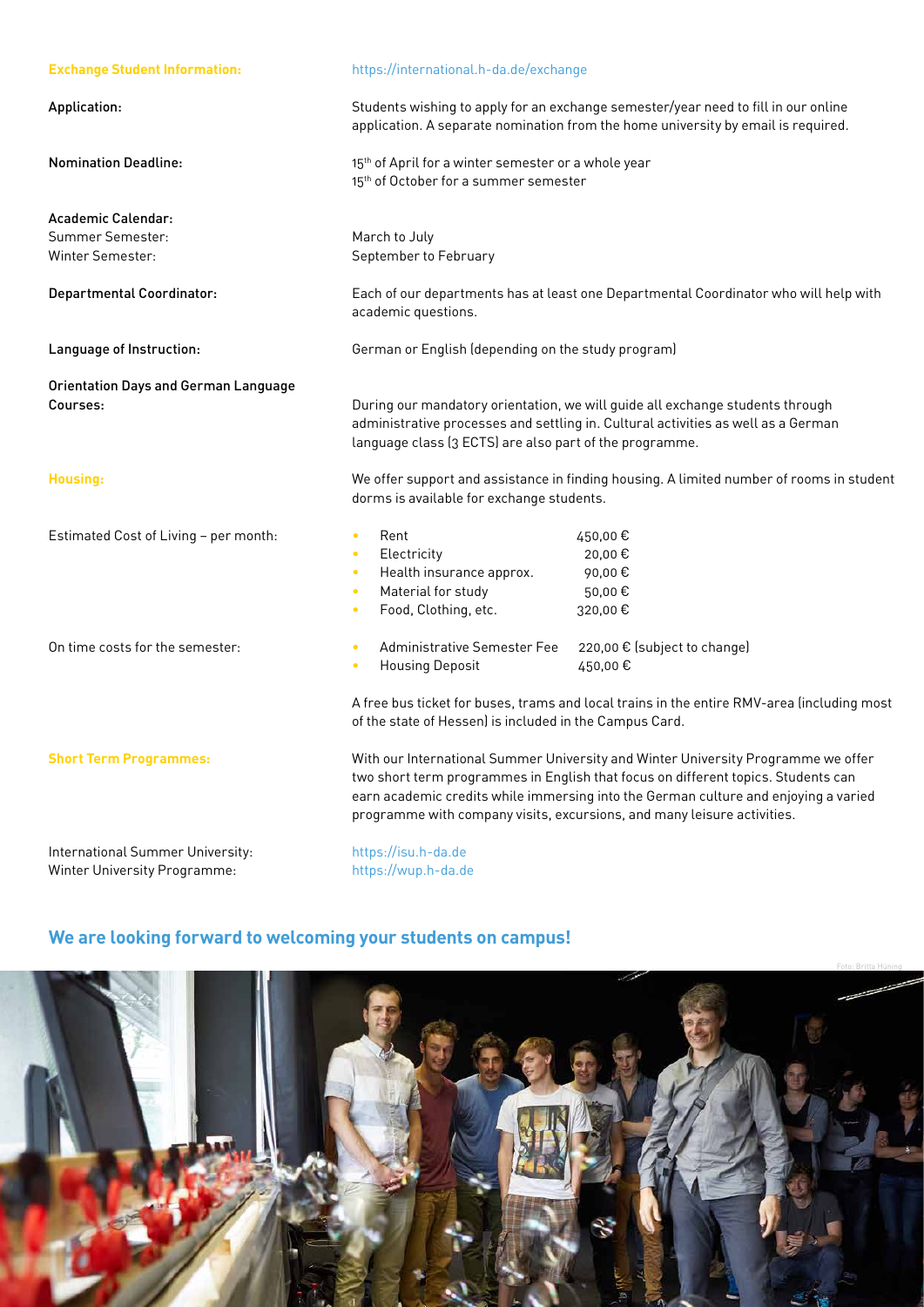**Exchange Student Information:** https://international.h-da.de/exchange

**Application:** Students wishing to apply for an exchange semester/year need to fill in our online application. A separate nomination from the home university by email is required.

**Nomination Deadline:**
15th of April for a winter semester or a whole year
15th of October for a summer semester

**Academic Calendar:**
Summer Semester: March to July
Winter Semester: September to February

**Departmental Coordinator:** Each of our departments has at least one Departmental Coordinator who will help with academic questions.

**Language of Instruction:** German or English (depending on the study program)

**Orientation Days and German Language Courses:** During our mandatory orientation, we will guide all exchange students through administrative processes and settling in. Cultural activities as well as a German language class (3 ECTS) are also part of the programme.

**Housing:** We offer support and assistance in finding housing. A limited number of rooms in student dorms is available for exchange students.

Estimated Cost of Living – per month:

- Rent 450,00 €
- Electricity 20,00 €
- Health insurance approx. 90,00 €
- Material for study 50,00 €
- Food, Clothing, etc. 320,00 €

On time costs for the semester:

- Administrative Semester Fee 220,00 € (subject to change)
- Housing Deposit 450,00 €

A free bus ticket for buses, trams and local trains in the entire RMV-area (including most of the state of Hessen) is included in the Campus Card.

**Short Term Programmes:** With our International Summer University and Winter University Programme we offer two short term programmes in English that focus on different topics. Students can earn academic credits while immersing into the German culture and enjoying a varied programme with company visits, excursions, and many leisure activities.

International Summer University: https://isu.h-da.de
Winter University Programme: https://wup.h-da.de

## We are looking forward to welcoming your students on campus!

Foto: Britta Hüning